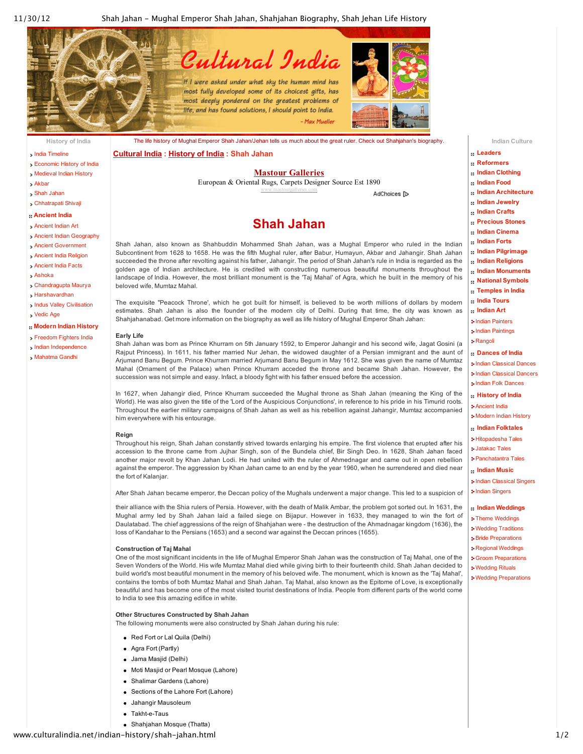The life history of Mughal Emperor Shah Jahan/Jehan tells us much about the great ruler. Check out Shahjahan's biography.

Cultural India : History of India : Shah Jahan

# Shah Jahan

Shah Jahan, also known as Shahbuddin Mohammed Shah Jahan, was a Mughal Emperor who ruled in the Indian Subcontinent from 1628 to 1658. He was the fifth Mughal ruler, after Babur, Humayun, Akbar and Jahangir. Shah Jahan succeeded the throne after revolting against his father, Jahangir. The period of Shah Jahan's rule in India is regarded as the golden age of Indian architecture. He is credited with constructing numerous beautiful monuments throughout the landscape of India. However, the most brilliant monument is the 'Taj Mahal' of Agra, which he built in the memory of his beloved wife, Mumtaz Mahal.

The exquisite "Peacock Throne', which he got built for himself, is believed to be worth millions of dollars by modern estimates. Shah Jahan is also the founder of the modern city of Delhi. During that time, the city was known as Shahjahanabad. Get more information on the biography as well as life history of Mughal Emperor Shah Jahan:

**Early Life**

Shah Jahan was born as Prince Khurram on 5th January 1592, to Emperor Jahangir and his second wife, Jagat Gosini (a Rajput Princess). In 1611, his father married Nur Jehan, the widowed daughter of a Persian immigrant and the aunt of Arjumand Banu Begum. Prince Khurram married Arjumand Banu Begum in May 1612. She was given the name of Mumtaz Mahal (Ornament of the Palace) when Prince Khurram acceded the throne and became Shah Jahan. However, the succession was not simple and easy. Infact, a bloody fight with his father ensued before the accession.

In 1627, when Jahangir died, Prince Khurram succeeded the Mughal throne as Shah Jahan (meaning the King of the World). He was also given the title of the 'Lord of the Auspicious Conjunctions', in reference to his pride in his Timurid roots. Throughout the earlier military campaigns of Shah Jahan as well as his rebellion against Jahangir, Mumtaz accompanied him everywhere with his entourage.

**Reign**

Throughout his reign, Shah Jahan constantly strived towards enlarging his empire. The first violence that erupted after his accession to the throne came from Jujhar Singh, son of the Bundela chief, Bir Singh Deo. In 1628, Shah Jahan faced another major revolt by Khan Jahan Lodi. He had united with the ruler of Ahmednagar and came out in open rebellion against the emperor. The aggression by Khan Jahan came to an end by the year 1960, when he surrendered and died near the fort of Kalanjar.

After Shah Jahan became emperor, the Deccan policy of the Mughals underwent a major change. This led to a suspicion of their alliance with the Shia rulers of Persia. However, with the death of Malik Ambar, the problem got sorted out. In 1631, the Mughal army led by Shah Jahan laid a failed siege on Bijapur. However in 1633, they managed to win the fort of Daulatabad. The chief aggressions of the reign of Shahjahan were - the destruction of the Ahmadnagar kingdom (1636), the loss of Kandahar to the Persians (1653) and a second war against the Deccan princes (1655).

**Construction of Taj Mahal**

One of the most significant incidents in the life of Mughal Emperor Shah Jahan was the construction of Taj Mahal, one of the Seven Wonders of the World. His wife Mumtaz Mahal died while giving birth to their fourteenth child. Shah Jahan decided to build world's most beautiful monument in the memory of his beloved wife. The monument, which is known as the 'Taj Mahal', contains the tombs of both Mumtaz Mahal and Shah Jahan. Taj Mahal, also known as the Epitome of Love, is exceptionally beautiful and has become one of the most visited tourist destinations of India. People from different parts of the world come to India to see this amazing edifice in white.

**Other Structures Constructed by Shah Jahan**

The following monuments were also constructed by Shah Jahan during his rule:

- Red Fort or Lal Quila (Delhi)
- Agra Fort (Partly)
- Jama Masjid (Delhi)
- Moti Masjid or Pearl Mosque (Lahore)
- Shalimar Gardens (Lahore)
- Sections of the Lahore Fort (Lahore)
- Jahangir Mausoleum
- Takht-e-Taus
- Shahjahan Mosque (Thatta)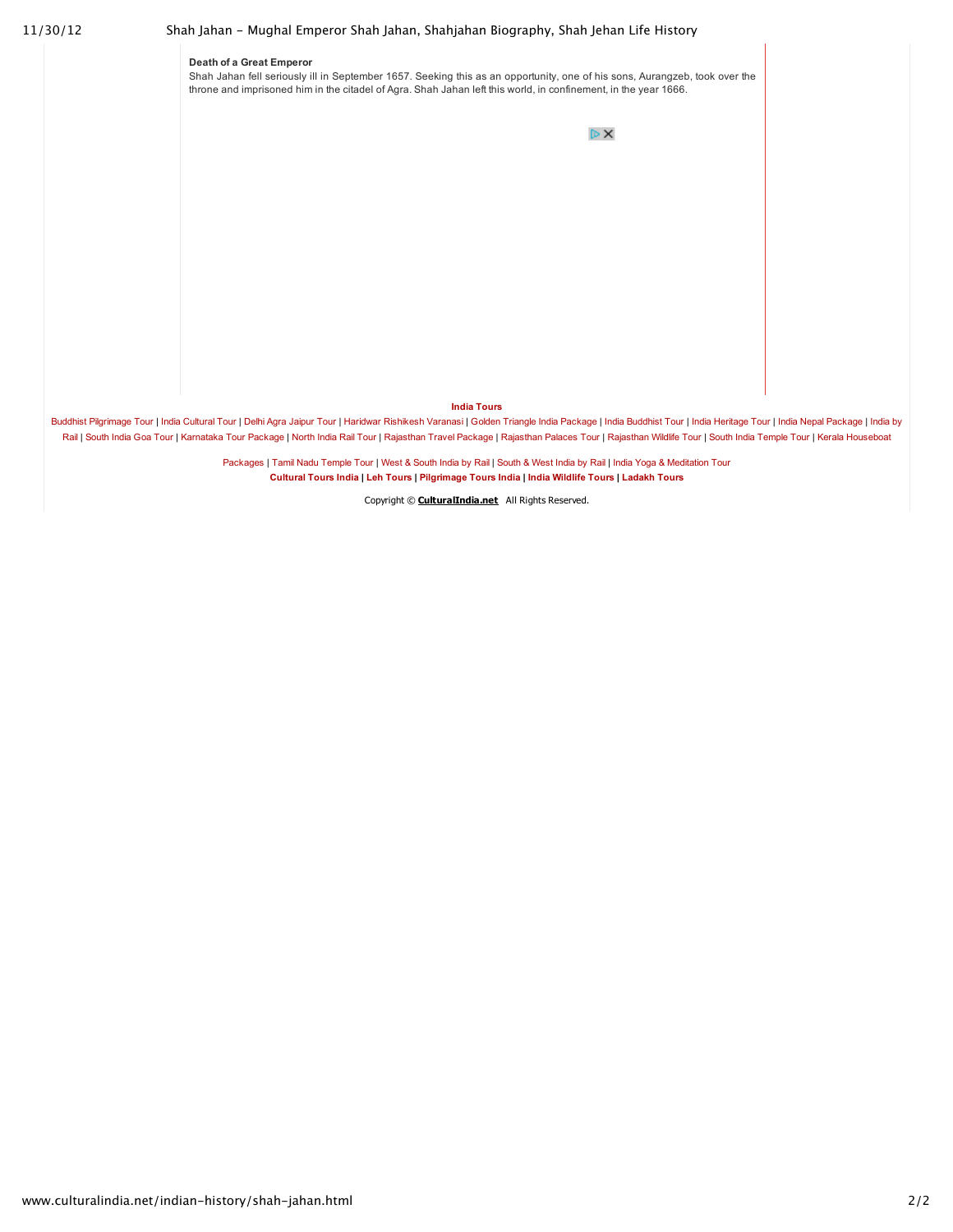**Death of a Great Emperor**

Shah Jahan fell seriously ill in September 1657. Seeking this as an opportunity, one of his sons, Aurangzeb, took over the throne and imprisoned him in the citadel of Agra. Shah Jahan left this world, in confinement, in the year 1666.

**India Tours**

Buddhist Pilgrimage Tour | India Cultural Tour | Delhi Agra Jaipur Tour | Haridwar Rishikesh Varanasi | Golden Triangle India Package | India Buddhist Tour | India Heritage Tour | India Nepal Package | India by Rail | South India Goa Tour | Karnataka Tour Package | North India Rail Tour | Rajasthan Travel Package | Rajasthan Palaces Tour | Rajasthan Wildlife Tour | South India Temple Tour | Kerala Houseboat Packages | Tamil Nadu Temple Tour | West & South India by Rail | South & West India by Rail | India Yoga & Meditation Tour

**Cultural Tours India | Leh Tours | Pilgrimage Tours India | India Wildlife Tours | Ladakh Tours**

Copyright © **CulturalIndia.net** All Rights Reserved.